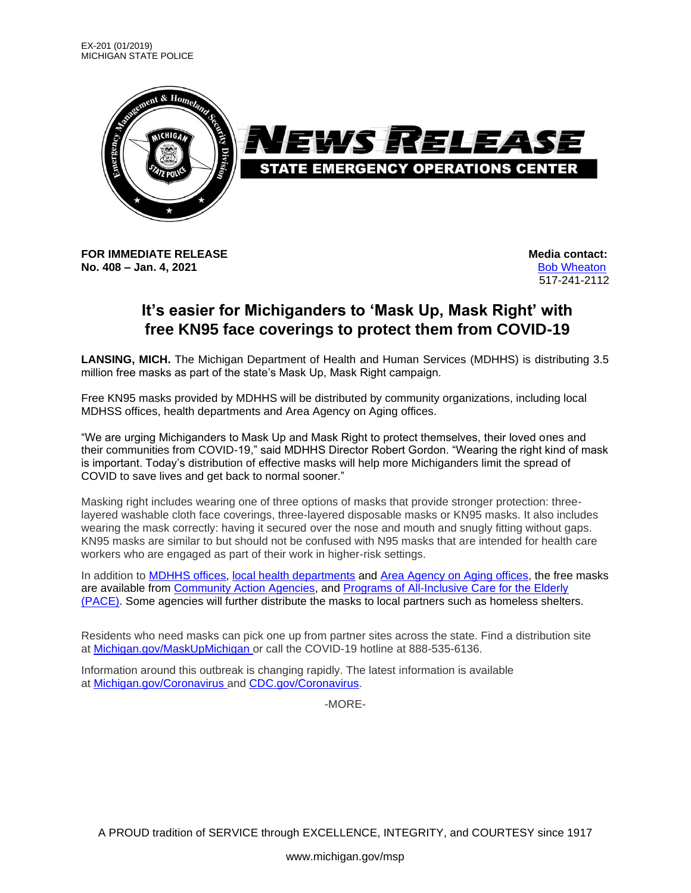EX-201 (01/2019)
MICHIGAN STATE POLICE

NEWS RELEASE
STATE EMERGENCY OPERATIONS CENTER

**FOR IMMEDIATE RELEASE**
**No. 408 – Jan. 4, 2021**

**Media contact:**
Bob Wheaton
517-241-2112

# It's easier for Michiganders to 'Mask Up, Mask Right' with free KN95 face coverings to protect them from COVID-19

**LANSING, MICH.** The Michigan Department of Health and Human Services (MDHHS) is distributing 3.5 million free masks as part of the state's Mask Up, Mask Right campaign.

Free KN95 masks provided by MDHHS will be distributed by community organizations, including local MDHSS offices, health departments and Area Agency on Aging offices.

"We are urging Michiganders to Mask Up and Mask Right to protect themselves, their loved ones and their communities from COVID-19," said MDHHS Director Robert Gordon. "Wearing the right kind of mask is important. Today's distribution of effective masks will help more Michiganders limit the spread of COVID to save lives and get back to normal sooner."

Masking right includes wearing one of three options of masks that provide stronger protection: three-layered washable cloth face coverings, three-layered disposable masks or KN95 masks. It also includes wearing the mask correctly: having it secured over the nose and mouth and snugly fitting without gaps. KN95 masks are similar to but should not be confused with N95 masks that are intended for health care workers who are engaged as part of their work in higher-risk settings.

In addition to MDHHS offices, local health departments and Area Agency on Aging offices, the free masks are available from Community Action Agencies, and Programs of All-Inclusive Care for the Elderly (PACE). Some agencies will further distribute the masks to local partners such as homeless shelters.

Residents who need masks can pick one up from partner sites across the state. Find a distribution site at Michigan.gov/MaskUpMichigan or call the COVID-19 hotline at 888-535-6136.

Information around this outbreak is changing rapidly. The latest information is available at Michigan.gov/Coronavirus and CDC.gov/Coronavirus.

-MORE-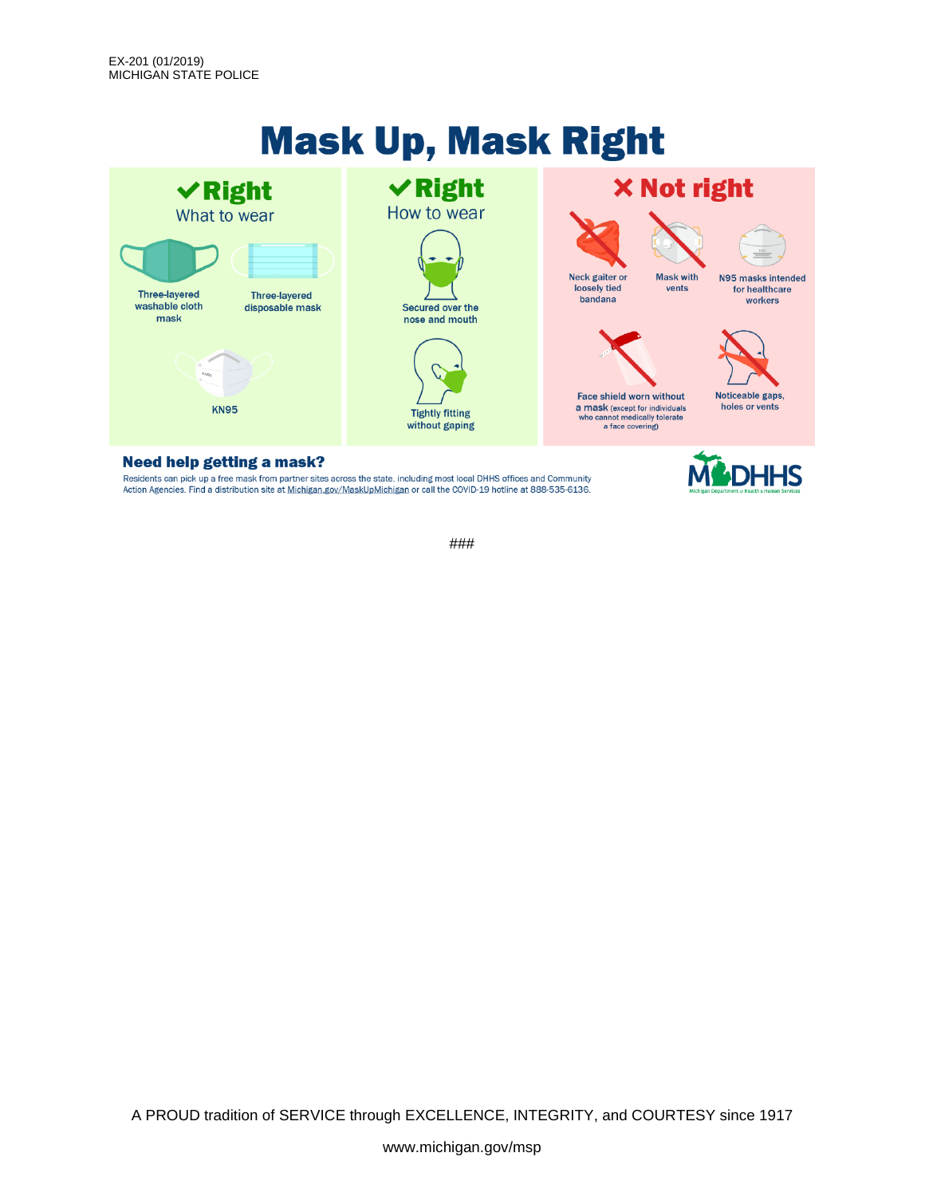EX-201 (01/2019)
MICHIGAN STATE POLICE

# Mask Up, Mask Right

## ✔ Right
What to wear

- Three-layered washable cloth mask
- Three-layered disposable mask
- KN95

## ✔ Right
How to wear

- Secured over the nose and mouth
- Tightly fitting without gaping

## ✕ Not right

- Neck gaiter or loosely tied bandana
- Mask with vents
- N95 masks intended for healthcare workers
- Face shield worn without a mask (except for individuals who cannot medically tolerate a face covering)
- Noticeable gaps, holes or vents

### Need help getting a mask?

Residents can pick up a free mask from partner sites across the state, including most local DHHS offices and Community Action Agencies. Find a distribution site at Michigan.gov/MaskUpMichigan or call the COVID-19 hotline at 888-535-6136.

MDHHS
Michigan Department of Health & Human Services

###

A PROUD tradition of SERVICE through EXCELLENCE, INTEGRITY, and COURTESY since 1917

www.michigan.gov/msp